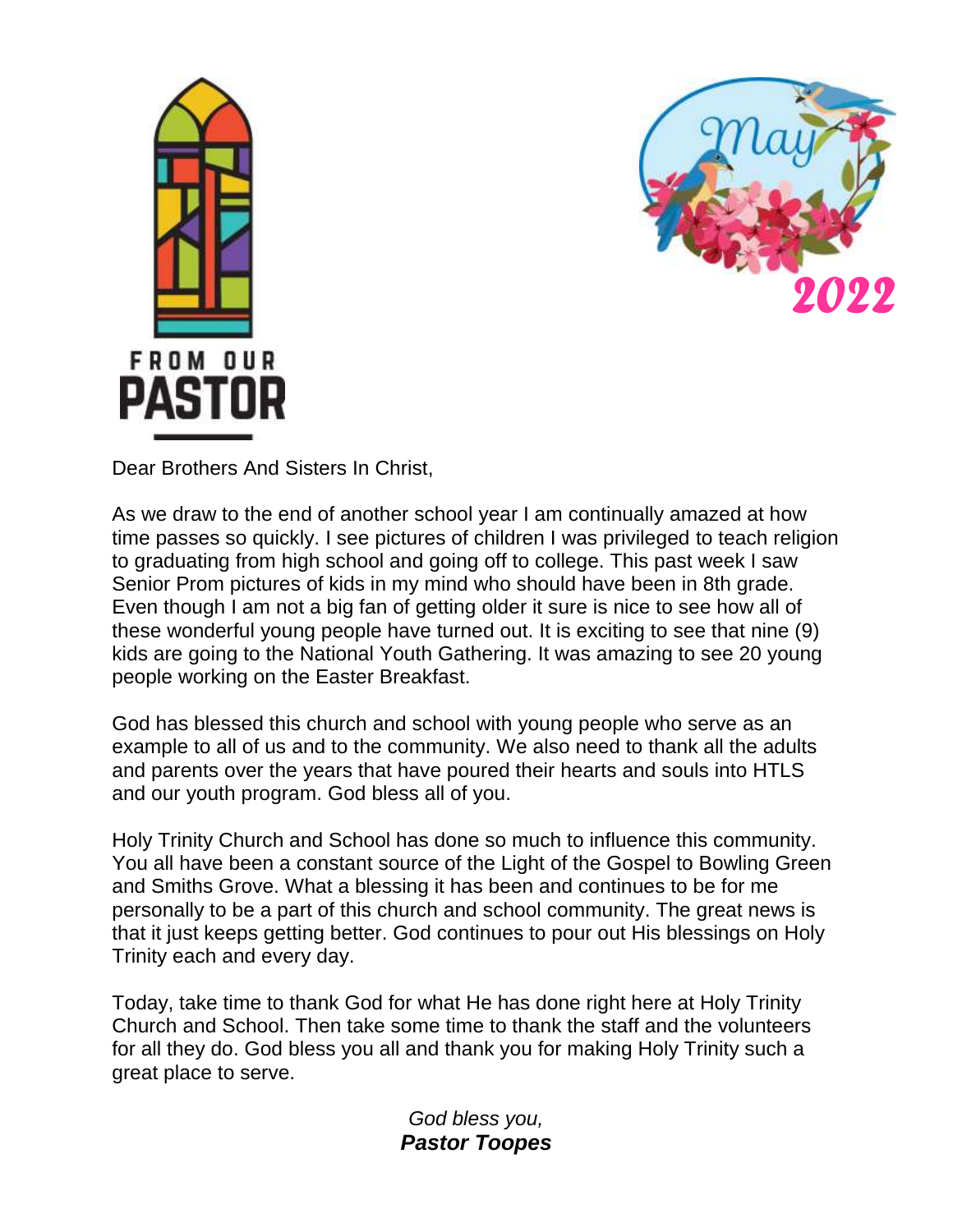# FROM OUR PASTOR

May 2022

Dear Brothers And Sisters In Christ,

As we draw to the end of another school year I am continually amazed at how time passes so quickly. I see pictures of children I was privileged to teach religion to graduating from high school and going off to college. This past week I saw Senior Prom pictures of kids in my mind who should have been in 8th grade. Even though I am not a big fan of getting older it sure is nice to see how all of these wonderful young people have turned out. It is exciting to see that nine (9) kids are going to the National Youth Gathering. It was amazing to see 20 young people working on the Easter Breakfast.

God has blessed this church and school with young people who serve as an example to all of us and to the community. We also need to thank all the adults and parents over the years that have poured their hearts and souls into HTLS and our youth program. God bless all of you.

Holy Trinity Church and School has done so much to influence this community. You all have been a constant source of the Light of the Gospel to Bowling Green and Smiths Grove. What a blessing it has been and continues to be for me personally to be a part of this church and school community. The great news is that it just keeps getting better. God continues to pour out His blessings on Holy Trinity each and every day.

Today, take time to thank God for what He has done right here at Holy Trinity Church and School. Then take some time to thank the staff and the volunteers for all they do. God bless you all and thank you for making Holy Trinity such a great place to serve.

*God bless you,*
***Pastor Toopes***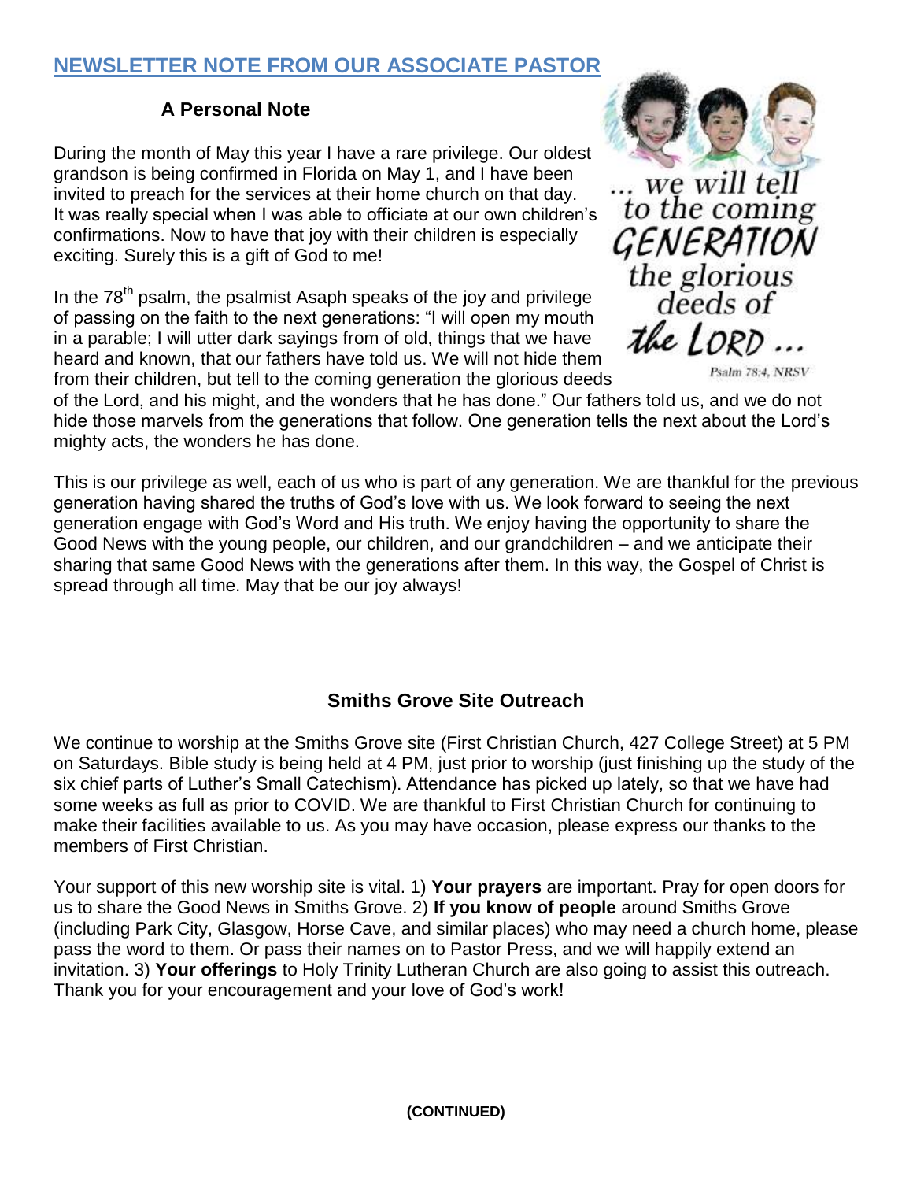## NEWSLETTER NOTE FROM OUR ASSOCIATE PASTOR

### A Personal Note

During the month of May this year I have a rare privilege. Our oldest grandson is being confirmed in Florida on May 1, and I have been invited to preach for the services at their home church on that day. It was really special when I was able to officiate at our own children's confirmations. Now to have that joy with their children is especially exciting. Surely this is a gift of God to me!

In the 78th psalm, the psalmist Asaph speaks of the joy and privilege of passing on the faith to the next generations: "I will open my mouth in a parable; I will utter dark sayings from of old, things that we have heard and known, that our fathers have told us. We will not hide them from their children, but tell to the coming generation the glorious deeds of the Lord, and his might, and the wonders that he has done." Our fathers told us, and we do not hide those marvels from the generations that follow. One generation tells the next about the Lord's mighty acts, the wonders he has done.

This is our privilege as well, each of us who is part of any generation. We are thankful for the previous generation having shared the truths of God's love with us. We look forward to seeing the next generation engage with God's Word and His truth. We enjoy having the opportunity to share the Good News with the young people, our children, and our grandchildren – and we anticipate their sharing that same Good News with the generations after them. In this way, the Gospel of Christ is spread through all time. May that be our joy always!

### Smiths Grove Site Outreach

We continue to worship at the Smiths Grove site (First Christian Church, 427 College Street) at 5 PM on Saturdays. Bible study is being held at 4 PM, just prior to worship (just finishing up the study of the six chief parts of Luther's Small Catechism). Attendance has picked up lately, so that we have had some weeks as full as prior to COVID. We are thankful to First Christian Church for continuing to make their facilities available to us. As you may have occasion, please express our thanks to the members of First Christian.

Your support of this new worship site is vital. 1) **Your prayers** are important. Pray for open doors for us to share the Good News in Smiths Grove. 2) **If you know of people** around Smiths Grove (including Park City, Glasgow, Horse Cave, and similar places) who may need a church home, please pass the word to them. Or pass their names on to Pastor Press, and we will happily extend an invitation. 3) **Your offerings** to Holy Trinity Lutheran Church are also going to assist this outreach. Thank you for your encouragement and your love of God's work!

**(CONTINUED)**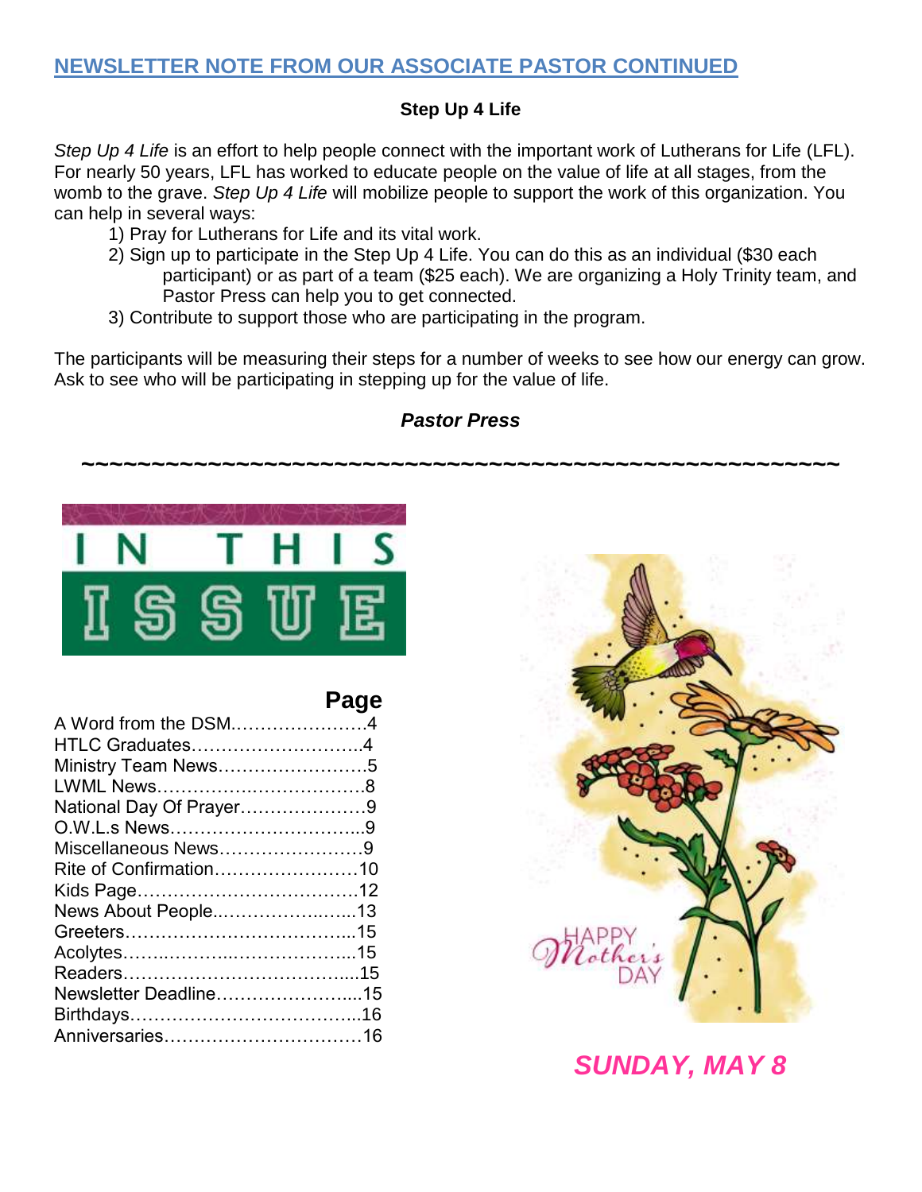## NEWSLETTER NOTE FROM OUR ASSOCIATE PASTOR CONTINUED

**Step Up 4 Life**

*Step Up 4 Life* is an effort to help people connect with the important work of Lutherans for Life (LFL). For nearly 50 years, LFL has worked to educate people on the value of life at all stages, from the womb to the grave. *Step Up 4 Life* will mobilize people to support the work of this organization. You can help in several ways:

1) Pray for Lutherans for Life and its vital work.
2) Sign up to participate in the Step Up 4 Life. You can do this as an individual ($30 each participant) or as part of a team ($25 each). We are organizing a Holy Trinity team, and Pastor Press can help you to get connected.
3) Contribute to support those who are participating in the program.

The participants will be measuring their steps for a number of weeks to see how our energy can grow. Ask to see who will be participating in stepping up for the value of life.

***Pastor Press***

~~~~~~~~~~~~~~~~~~~~~~~~~~~~~~~~~~~~~~~~~~~~~~~~~~~~~~~~

## IN THIS ISSUE

| | Page |
|---|---|
| A Word from the DSM | 4 |
| HTLC Graduates | 4 |
| Ministry Team News | 5 |
| LWML News | 8 |
| National Day Of Prayer | 9 |
| O.W.L.s News | 9 |
| Miscellaneous News | 9 |
| Rite of Confirmation | 10 |
| Kids Page | 12 |
| News About People | 13 |
| Greeters | 15 |
| Acolytes | 15 |
| Readers | 15 |
| Newsletter Deadline | 15 |
| Birthdays | 16 |
| Anniversaries | 16 |

HAPPY Mother's DAY

***SUNDAY, MAY 8***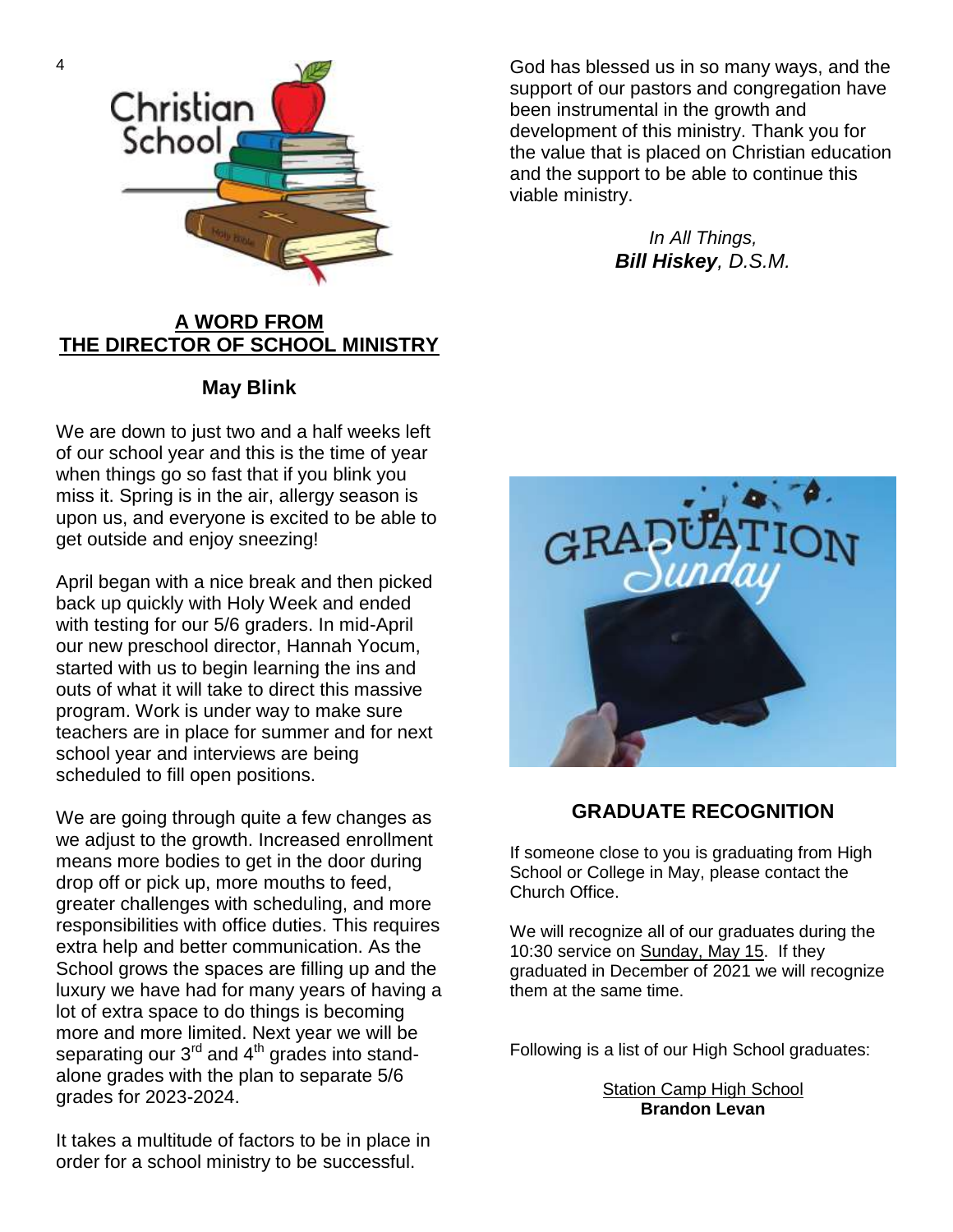## A WORD FROM THE DIRECTOR OF SCHOOL MINISTRY

### May Blink

We are down to just two and a half weeks left of our school year and this is the time of year when things go so fast that if you blink you miss it. Spring is in the air, allergy season is upon us, and everyone is excited to be able to get outside and enjoy sneezing!

April began with a nice break and then picked back up quickly with Holy Week and ended with testing for our 5/6 graders. In mid-April our new preschool director, Hannah Yocum, started with us to begin learning the ins and outs of what it will take to direct this massive program. Work is under way to make sure teachers are in place for summer and for next school year and interviews are being scheduled to fill open positions.

We are going through quite a few changes as we adjust to the growth. Increased enrollment means more bodies to get in the door during drop off or pick up, more mouths to feed, greater challenges with scheduling, and more responsibilities with office duties. This requires extra help and better communication. As the School grows the spaces are filling up and the luxury we have had for many years of having a lot of extra space to do things is becoming more and more limited. Next year we will be separating our 3rd and 4th grades into stand-alone grades with the plan to separate 5/6 grades for 2023-2024.

It takes a multitude of factors to be in place in order for a school ministry to be successful. God has blessed us in so many ways, and the support of our pastors and congregation have been instrumental in the growth and development of this ministry. Thank you for the value that is placed on Christian education and the support to be able to continue this viable ministry.

*In All Things,*
***Bill Hiskey**, D.S.M.*

### GRADUATE RECOGNITION

If someone close to you is graduating from High School or College in May, please contact the Church Office.

We will recognize all of our graduates during the 10:30 service on Sunday, May 15. If they graduated in December of 2021 we will recognize them at the same time.

Following is a list of our High School graduates:

Station Camp High School
**Brandon Levan**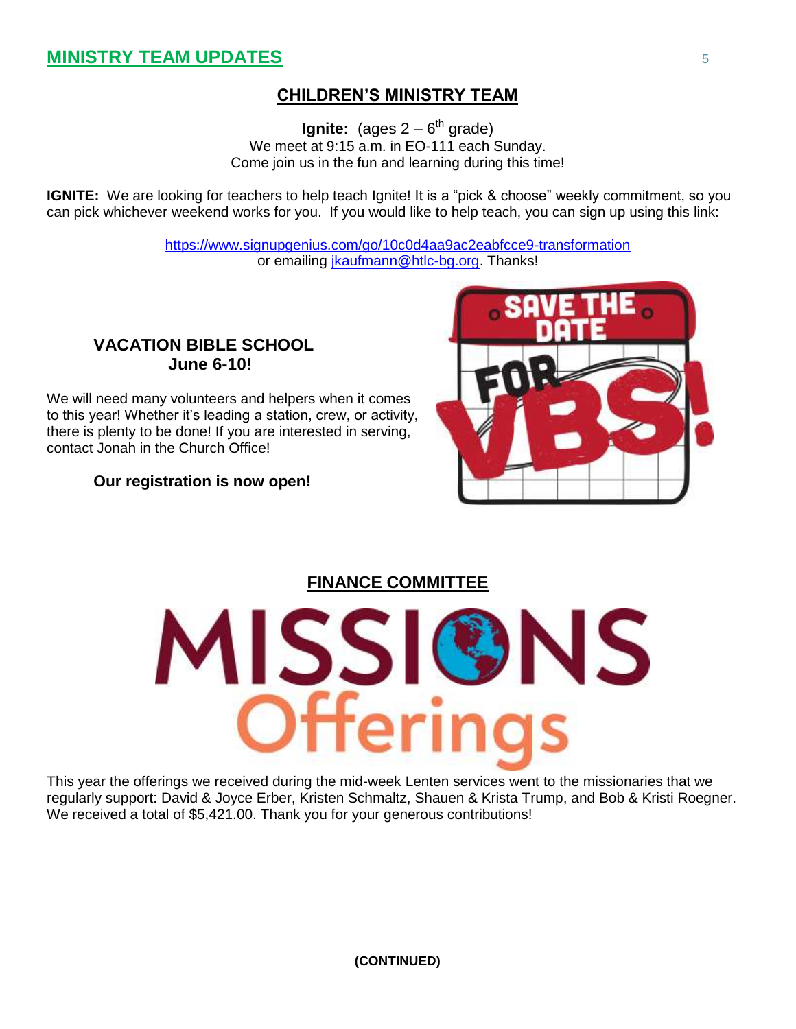## MINISTRY TEAM UPDATES

### CHILDREN'S MINISTRY TEAM

**Ignite:** (ages 2 – $6^{th}$ grade)
We meet at 9:15 a.m. in EO-111 each Sunday.
Come join us in the fun and learning during this time!

**IGNITE:** We are looking for teachers to help teach Ignite! It is a "pick & choose" weekly commitment, so you can pick whichever weekend works for you. If you would like to help teach, you can sign up using this link:

https://www.signupgenius.com/go/10c0d4aa9ac2eabfcce9-transformation
or emailing jkaufmann@htlc-bg.org. Thanks!

**VACATION BIBLE SCHOOL**
**June 6-10!**

We will need many volunteers and helpers when it comes to this year! Whether it's leading a station, crew, or activity, there is plenty to be done! If you are interested in serving, contact Jonah in the Church Office!

**Our registration is now open!**

### FINANCE COMMITTEE

**MISSIONS Offerings**

This year the offerings we received during the mid-week Lenten services went to the missionaries that we regularly support: David & Joyce Erber, Kristen Schmaltz, Shauen & Krista Trump, and Bob & Kristi Roegner. We received a total of $5,421.00. Thank you for your generous contributions!

**(CONTINUED)**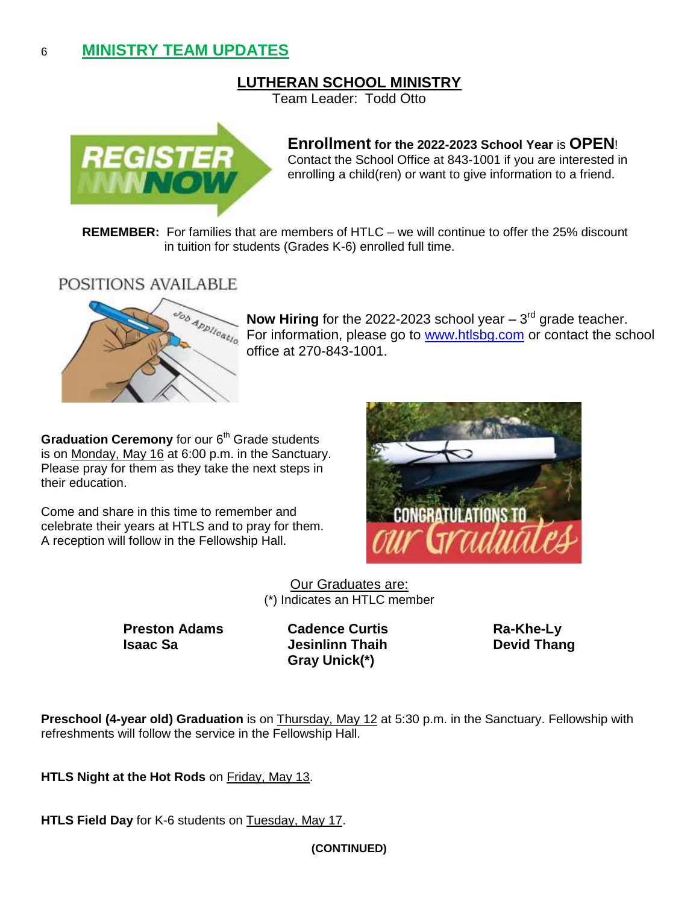# MINISTRY TEAM UPDATES

## LUTHERAN SCHOOL MINISTRY

Team Leader: Todd Otto

**Enrollment for the 2022-2023 School Year** is **OPEN**!
Contact the School Office at 843-1001 if you are interested in enrolling a child(ren) or want to give information to a friend.

**REMEMBER:** For families that are members of HTLC – we will continue to offer the 25% discount in tuition for students (Grades K-6) enrolled full time.

### POSITIONS AVAILABLE

**Now Hiring** for the 2022-2023 school year – 3rd grade teacher. For information, please go to www.htlsbg.com or contact the school office at 270-843-1001.

**Graduation Ceremony** for our 6th Grade students is on Monday, May 16 at 6:00 p.m. in the Sanctuary. Please pray for them as they take the next steps in their education.

Come and share in this time to remember and celebrate their years at HTLS and to pray for them. A reception will follow in the Fellowship Hall.

Our Graduates are:
(*) Indicates an HTLC member

**Preston Adams**
**Isaac Sa**
**Cadence Curtis**
**Jesinlinn Thaih**
**Gray Unick(*)**
**Ra-Khe-Ly**
**Devid Thang**

**Preschool (4-year old) Graduation** is on Thursday, May 12 at 5:30 p.m. in the Sanctuary. Fellowship with refreshments will follow the service in the Fellowship Hall.

**HTLS Night at the Hot Rods** on Friday, May 13.

**HTLS Field Day** for K-6 students on Tuesday, May 17.

**(CONTINUED)**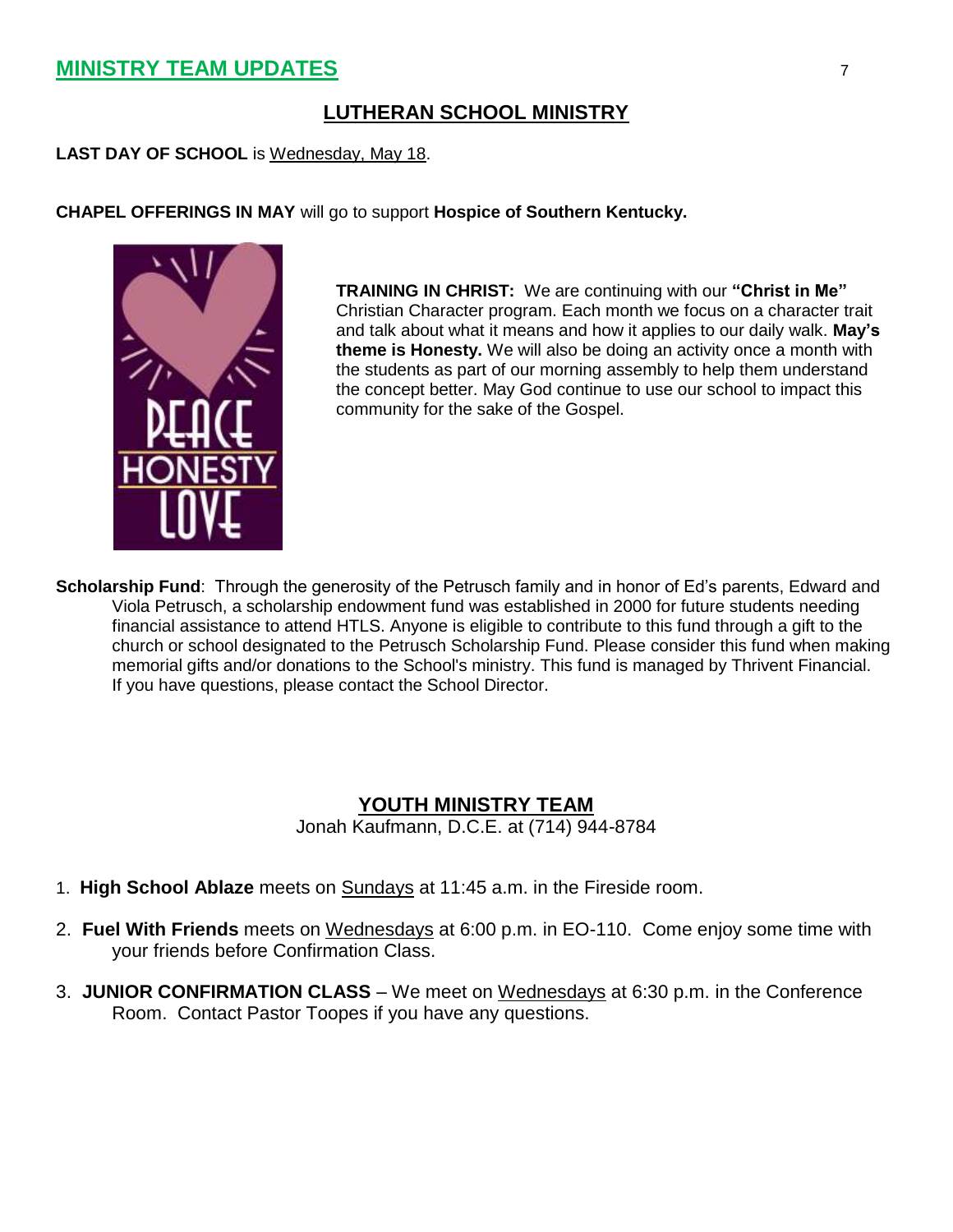## MINISTRY TEAM UPDATES

### LUTHERAN SCHOOL MINISTRY

**LAST DAY OF SCHOOL** is Wednesday, May 18.

**CHAPEL OFFERINGS IN MAY** will go to support **Hospice of Southern Kentucky.**

**TRAINING IN CHRIST:** We are continuing with our **"Christ in Me"** Christian Character program. Each month we focus on a character trait and talk about what it means and how it applies to our daily walk. **May's theme is Honesty.** We will also be doing an activity once a month with the students as part of our morning assembly to help them understand the concept better. May God continue to use our school to impact this community for the sake of the Gospel.

**Scholarship Fund**: Through the generosity of the Petrusch family and in honor of Ed's parents, Edward and Viola Petrusch, a scholarship endowment fund was established in 2000 for future students needing financial assistance to attend HTLS. Anyone is eligible to contribute to this fund through a gift to the church or school designated to the Petrusch Scholarship Fund. Please consider this fund when making memorial gifts and/or donations to the School's ministry. This fund is managed by Thrivent Financial. If you have questions, please contact the School Director.

### YOUTH MINISTRY TEAM

Jonah Kaufmann, D.C.E. at (714) 944-8784

1. **High School Ablaze** meets on Sundays at 11:45 a.m. in the Fireside room.
2. **Fuel With Friends** meets on Wednesdays at 6:00 p.m. in EO-110. Come enjoy some time with your friends before Confirmation Class.
3. **JUNIOR CONFIRMATION CLASS** – We meet on Wednesdays at 6:30 p.m. in the Conference Room. Contact Pastor Toopes if you have any questions.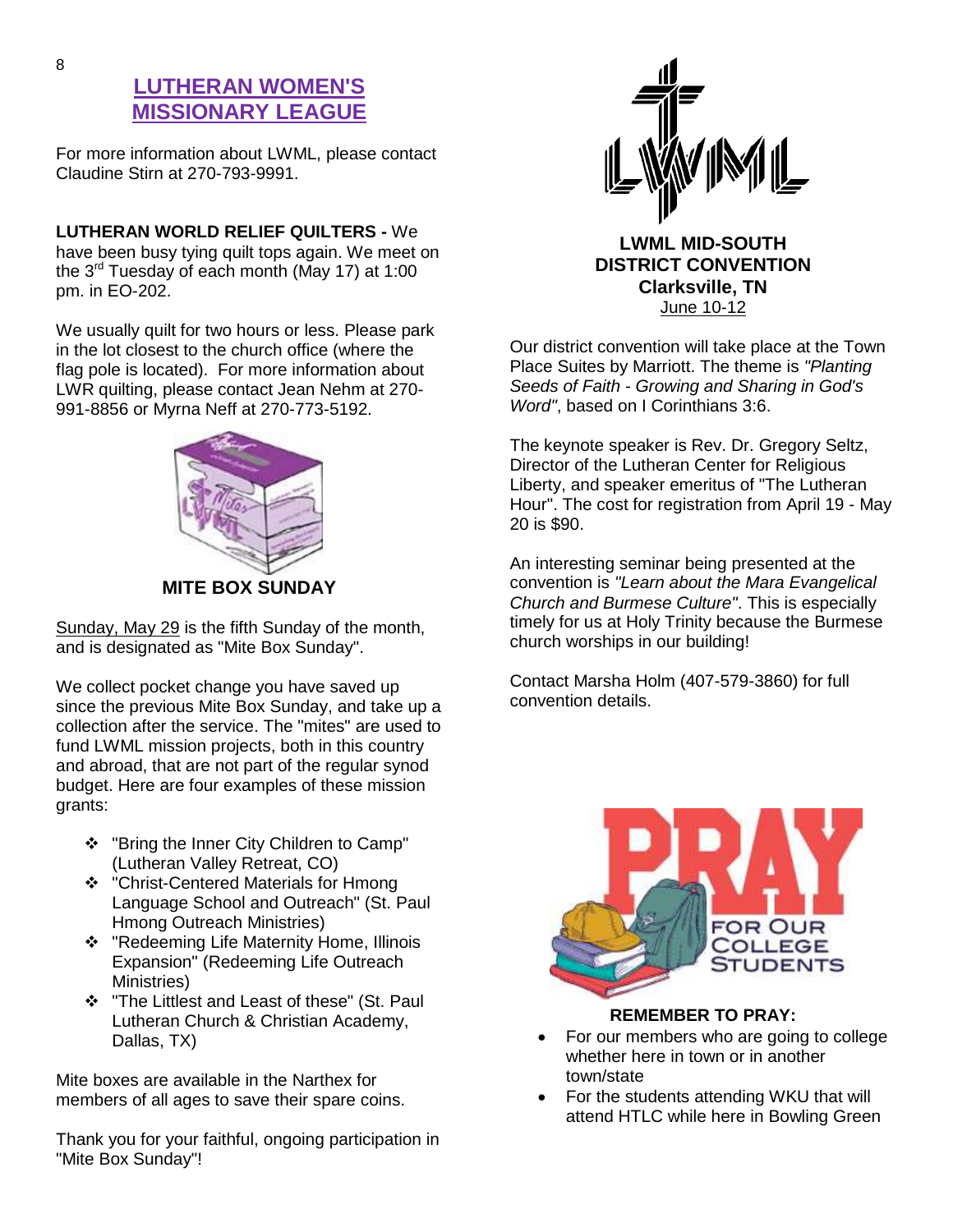## LUTHERAN WOMEN'S MISSIONARY LEAGUE

For more information about LWML, please contact Claudine Stirn at 270-793-9991.

**LUTHERAN WORLD RELIEF QUILTERS -** We have been busy tying quilt tops again. We meet on the 3rd Tuesday of each month (May 17) at 1:00 pm. in EO-202.

We usually quilt for two hours or less. Please park in the lot closest to the church office (where the flag pole is located). For more information about LWR quilting, please contact Jean Nehm at 270-991-8856 or Myrna Neff at 270-773-5192.

### MITE BOX SUNDAY

Sunday, May 29 is the fifth Sunday of the month, and is designated as "Mite Box Sunday".

We collect pocket change you have saved up since the previous Mite Box Sunday, and take up a collection after the service. The "mites" are used to fund LWML mission projects, both in this country and abroad, that are not part of the regular synod budget. Here are four examples of these mission grants:

- "Bring the Inner City Children to Camp" (Lutheran Valley Retreat, CO)
- "Christ-Centered Materials for Hmong Language School and Outreach" (St. Paul Hmong Outreach Ministries)
- "Redeeming Life Maternity Home, Illinois Expansion" (Redeeming Life Outreach Ministries)
- "The Littlest and Least of these" (St. Paul Lutheran Church & Christian Academy, Dallas, TX)

Mite boxes are available in the Narthex for members of all ages to save their spare coins.

Thank you for your faithful, ongoing participation in "Mite Box Sunday"!

### LWML MID-SOUTH DISTRICT CONVENTION
**Clarksville, TN**
June 10-12

Our district convention will take place at the Town Place Suites by Marriott. The theme is *"Planting Seeds of Faith - Growing and Sharing in God's Word"*, based on I Corinthians 3:6.

The keynote speaker is Rev. Dr. Gregory Seltz, Director of the Lutheran Center for Religious Liberty, and speaker emeritus of "The Lutheran Hour". The cost for registration from April 19 - May 20 is $90.

An interesting seminar being presented at the convention is *"Learn about the Mara Evangelical Church and Burmese Culture"*. This is especially timely for us at Holy Trinity because the Burmese church worships in our building!

Contact Marsha Holm (407-579-3860) for full convention details.

PRAY FOR OUR COLLEGE STUDENTS

**REMEMBER TO PRAY:**

- For our members who are going to college whether here in town or in another town/state
- For the students attending WKU that will attend HTLC while here in Bowling Green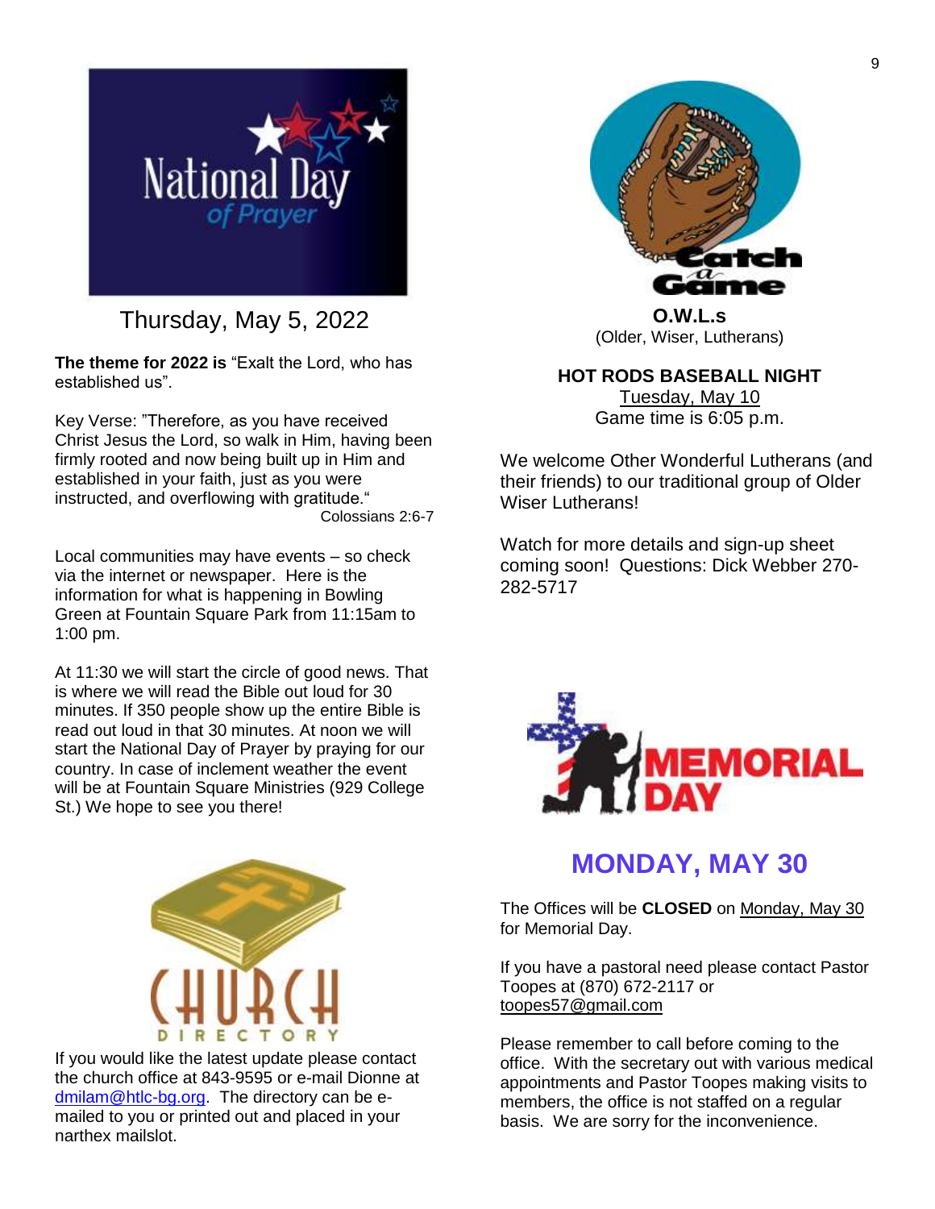# National Day of Prayer

## Thursday, May 5, 2022

**The theme for 2022 is** "Exalt the Lord, who has established us".

Key Verse: "Therefore, as you have received Christ Jesus the Lord, so walk in Him, having been firmly rooted and now being built up in Him and established in your faith, just as you were instructed, and overflowing with gratitude."

Colossians 2:6-7

Local communities may have events – so check via the internet or newspaper. Here is the information for what is happening in Bowling Green at Fountain Square Park from 11:15am to 1:00 pm.

At 11:30 we will start the circle of good news. That is where we will read the Bible out loud for 30 minutes. If 350 people show up the entire Bible is read out loud in that 30 minutes. At noon we will start the National Day of Prayer by praying for our country. In case of inclement weather the event will be at Fountain Square Ministries (929 College St.) We hope to see you there!

## Church Directory

If you would like the latest update please contact the church office at 843-9595 or e-mail Dionne at dmilam@htlc-bg.org. The directory can be e-mailed to you or printed out and placed in your narthex mailslot.

## Catch a Game

**O.W.L.s**
(Older, Wiser, Lutherans)

**HOT RODS BASEBALL NIGHT**
Tuesday, May 10
Game time is 6:05 p.m.

We welcome Other Wonderful Lutherans (and their friends) to our traditional group of Older Wiser Lutherans!

Watch for more details and sign-up sheet coming soon! Questions: Dick Webber 270-282-5717

## Memorial Day

## MONDAY, MAY 30

The Offices will be **CLOSED** on Monday, May 30 for Memorial Day.

If you have a pastoral need please contact Pastor Toopes at (870) 672-2117 or toopes57@gmail.com

Please remember to call before coming to the office. With the secretary out with various medical appointments and Pastor Toopes making visits to members, the office is not staffed on a regular basis. We are sorry for the inconvenience.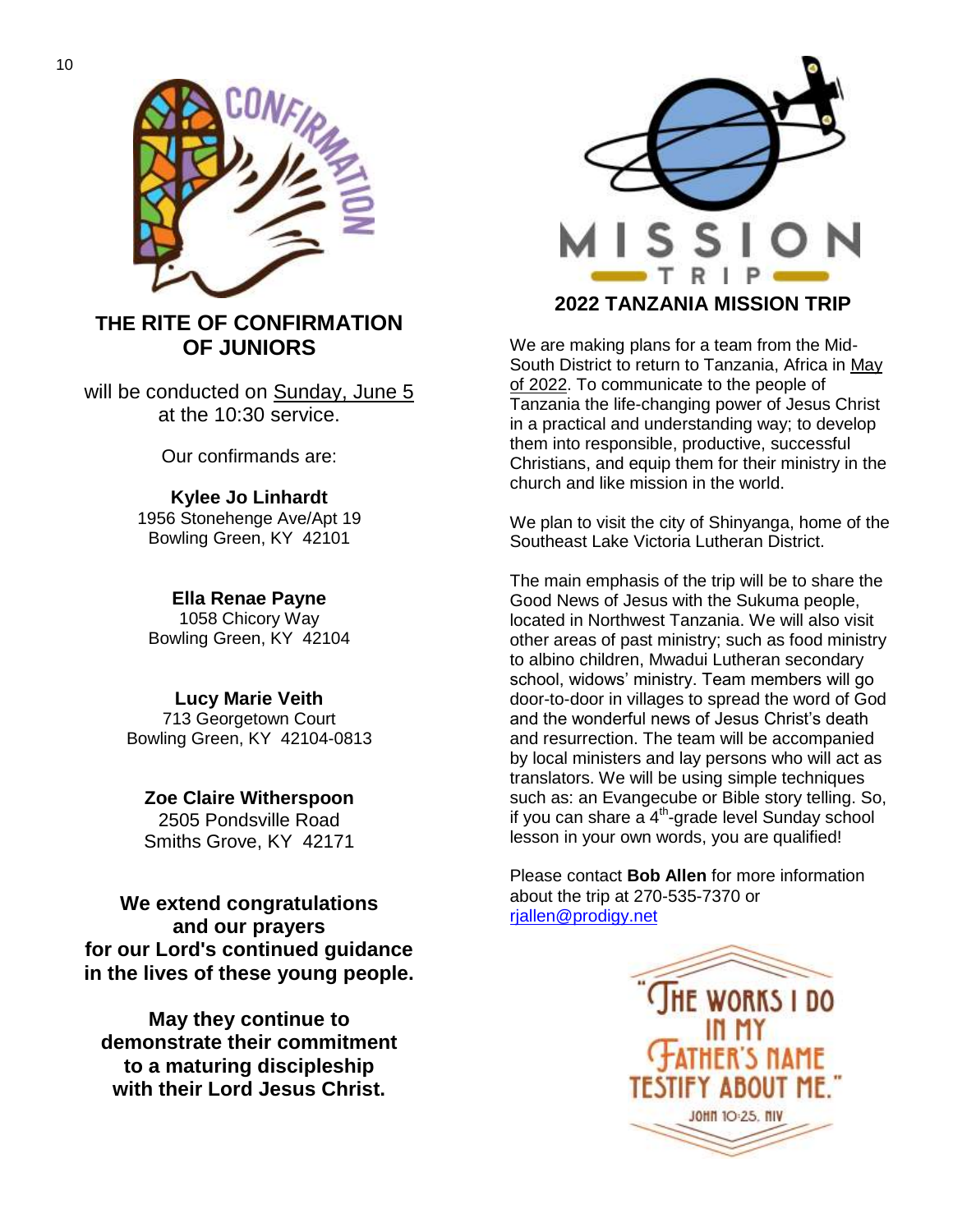## THE RITE OF CONFIRMATION OF JUNIORS

will be conducted on Sunday, June 5 at the 10:30 service.

Our confirmands are:

**Kylee Jo Linhardt**
1956 Stonehenge Ave/Apt 19
Bowling Green, KY 42101

**Ella Renae Payne**
1058 Chicory Way
Bowling Green, KY 42104

**Lucy Marie Veith**
713 Georgetown Court
Bowling Green, KY 42104-0813

**Zoe Claire Witherspoon**
2505 Pondsville Road
Smiths Grove, KY 42171

**We extend congratulations and our prayers for our Lord's continued guidance in the lives of these young people.**

**May they continue to demonstrate their commitment to a maturing discipleship with their Lord Jesus Christ.**

## 2022 TANZANIA MISSION TRIP

We are making plans for a team from the Mid-South District to return to Tanzania, Africa in May of 2022. To communicate to the people of Tanzania the life-changing power of Jesus Christ in a practical and understanding way; to develop them into responsible, productive, successful Christians, and equip them for their ministry in the church and like mission in the world.

We plan to visit the city of Shinyanga, home of the Southeast Lake Victoria Lutheran District.

The main emphasis of the trip will be to share the Good News of Jesus with the Sukuma people, located in Northwest Tanzania. We will also visit other areas of past ministry; such as food ministry to albino children, Mwadui Lutheran secondary school, widows' ministry. Team members will go door-to-door in villages to spread the word of God and the wonderful news of Jesus Christ's death and resurrection. The team will be accompanied by local ministers and lay persons who will act as translators. We will be using simple techniques such as: an Evangecube or Bible story telling. So, if you can share a 4th-grade level Sunday school lesson in your own words, you are qualified!

Please contact **Bob Allen** for more information about the trip at 270-535-7370 or rjallen@prodigy.net

"THE WORKS I DO IN MY FATHER'S NAME TESTIFY ABOUT ME."
JOHN 10:25, NIV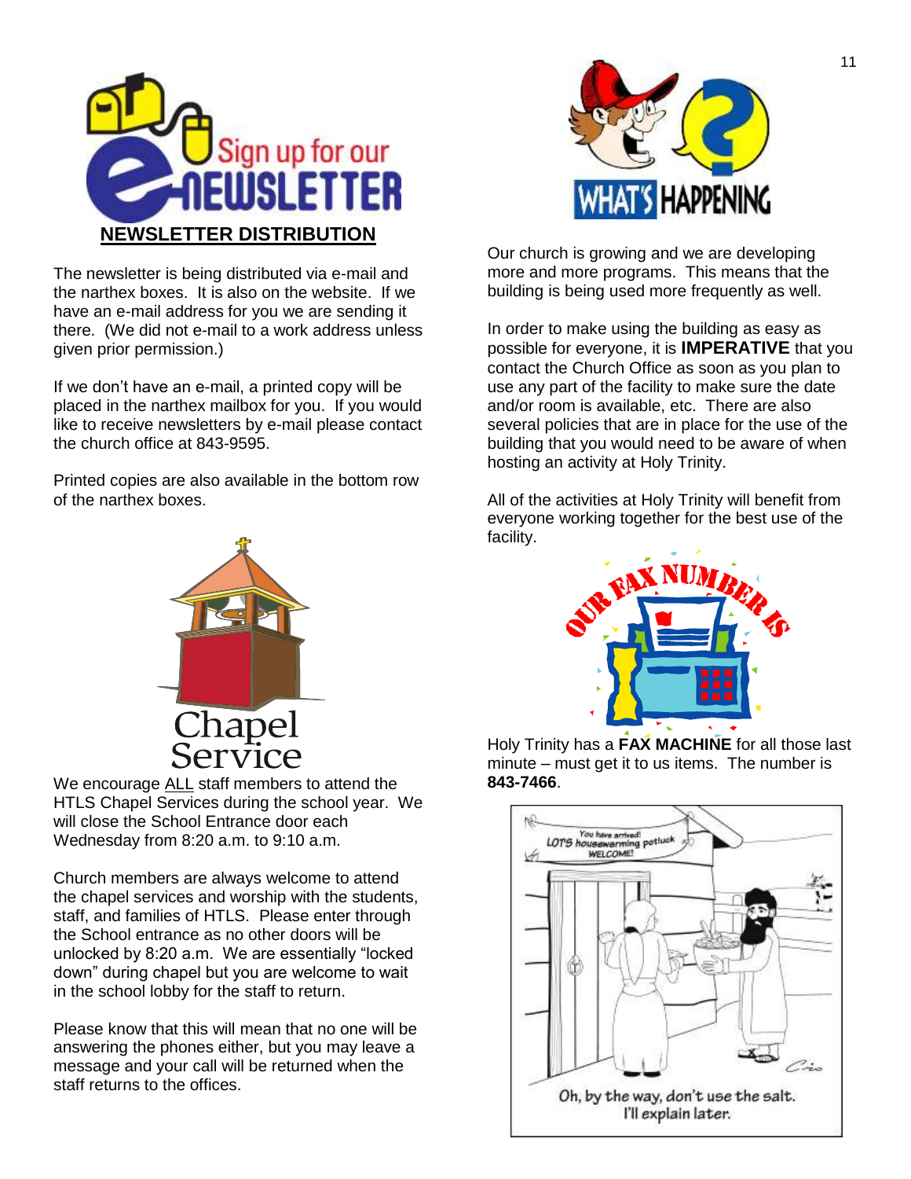## NEWSLETTER DISTRIBUTION

The newsletter is being distributed via e-mail and the narthex boxes. It is also on the website. If we have an e-mail address for you we are sending it there. (We did not e-mail to a work address unless given prior permission.)

If we don't have an e-mail, a printed copy will be placed in the narthex mailbox for you. If you would like to receive newsletters by e-mail please contact the church office at 843-9595.

Printed copies are also available in the bottom row of the narthex boxes.

## Chapel Service

We encourage ALL staff members to attend the HTLS Chapel Services during the school year. We will close the School Entrance door each Wednesday from 8:20 a.m. to 9:10 a.m.

Church members are always welcome to attend the chapel services and worship with the students, staff, and families of HTLS. Please enter through the School entrance as no other doors will be unlocked by 8:20 a.m. We are essentially "locked down" during chapel but you are welcome to wait in the school lobby for the staff to return.

Please know that this will mean that no one will be answering the phones either, but you may leave a message and your call will be returned when the staff returns to the offices.

## WHAT'S HAPPENING

Our church is growing and we are developing more and more programs. This means that the building is being used more frequently as well.

In order to make using the building as easy as possible for everyone, it is **IMPERATIVE** that you contact the Church Office as soon as you plan to use any part of the facility to make sure the date and/or room is available, etc. There are also several policies that are in place for the use of the building that you would need to be aware of when hosting an activity at Holy Trinity.

All of the activities at Holy Trinity will benefit from everyone working together for the best use of the facility.

## OUR FAX NUMBER IS

Holy Trinity has a **FAX MACHINE** for all those last minute – must get it to us items. The number is **843-7466**.

Oh, by the way, don't use the salt. I'll explain later.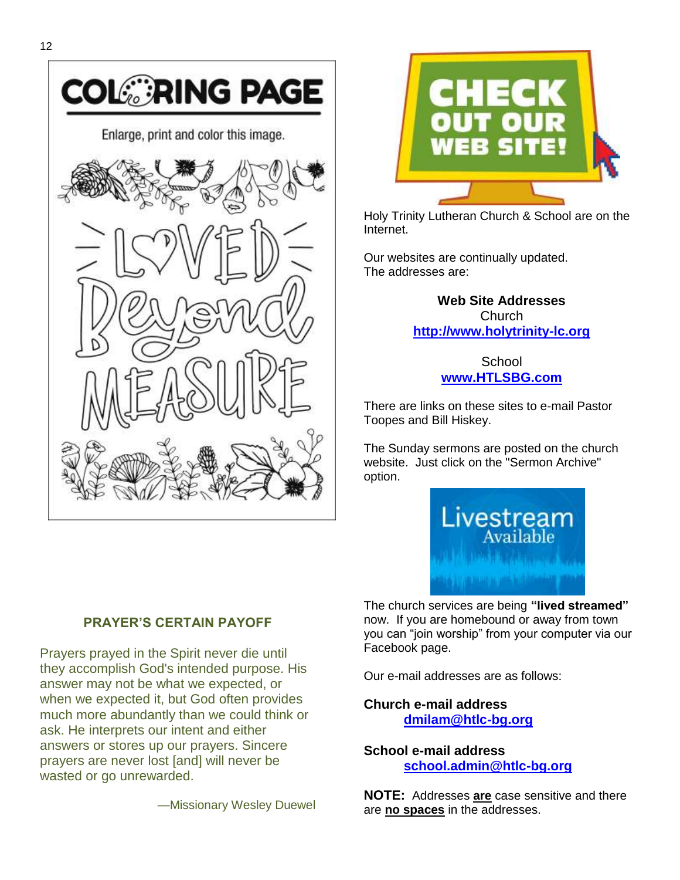# COLORING PAGE

Enlarge, print and color this image.

LOVED Beyond MEASURE

## PRAYER'S CERTAIN PAYOFF

Prayers prayed in the Spirit never die until they accomplish God's intended purpose. His answer may not be what we expected, or when we expected it, but God often provides much more abundantly than we could think or ask. He interprets our intent and either answers or stores up our prayers. Sincere prayers are never lost [and] will never be wasted or go unrewarded.

—Missionary Wesley Duewel

## CHECK OUT OUR WEB SITE!

Holy Trinity Lutheran Church & School are on the Internet.

Our websites are continually updated. The addresses are:

**Web Site Addresses**

Church
**http://www.holytrinity-lc.org**

School
**www.HTLSBG.com**

There are links on these sites to e-mail Pastor Toopes and Bill Hiskey.

The Sunday sermons are posted on the church website. Just click on the "Sermon Archive" option.

Livestream Available

The church services are being **"lived streamed"** now. If you are homebound or away from town you can "join worship" from your computer via our Facebook page.

Our e-mail addresses are as follows:

**Church e-mail address**
**dmilam@htlc-bg.org**

**School e-mail address**
**school.admin@htlc-bg.org**

**NOTE:** Addresses **are** case sensitive and there are **no spaces** in the addresses.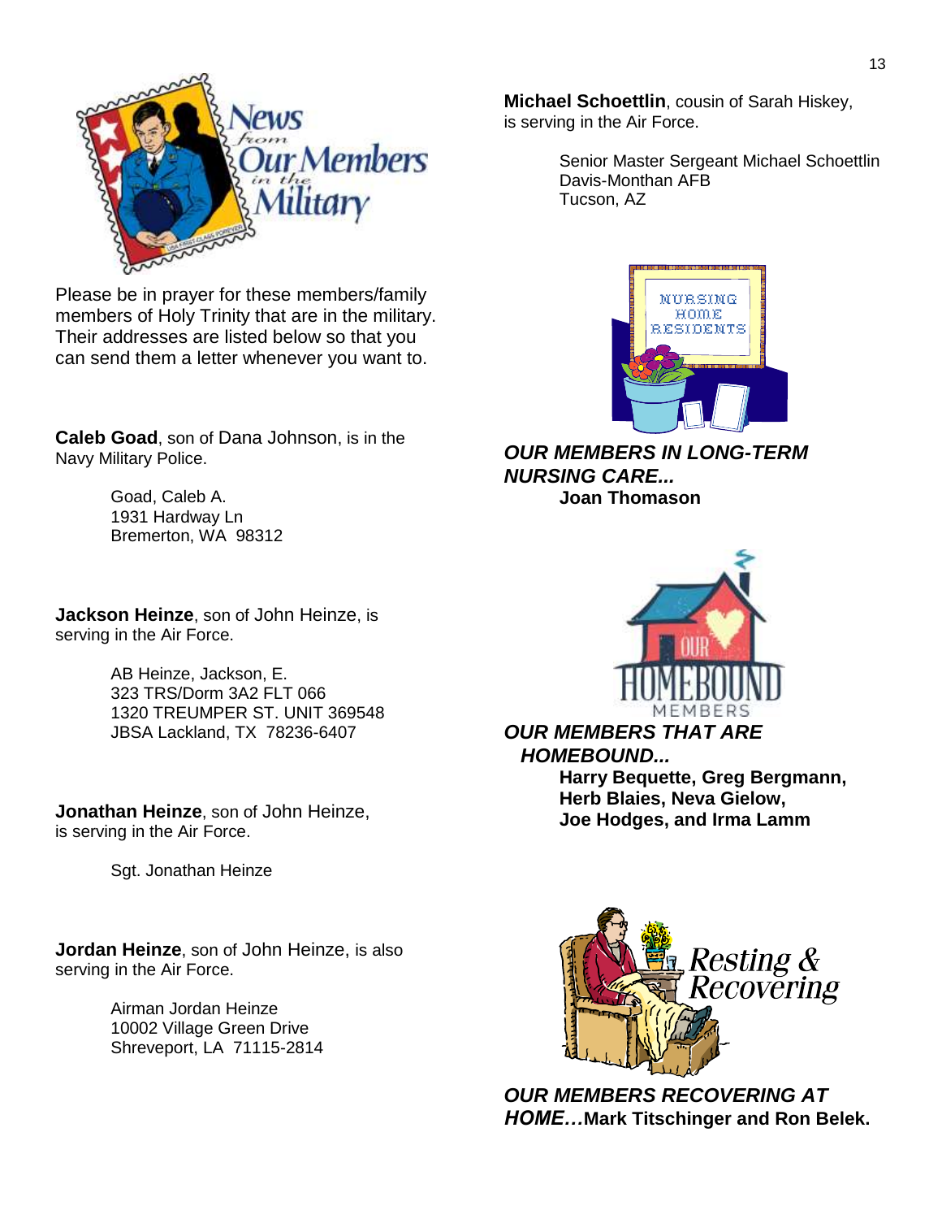## News from Our Members in the Military

Please be in prayer for these members/family members of Holy Trinity that are in the military. Their addresses are listed below so that you can send them a letter whenever you want to.

**Caleb Goad**, son of Dana Johnson, is in the Navy Military Police.

> Goad, Caleb A.
> 1931 Hardway Ln
> Bremerton, WA 98312

**Jackson Heinze**, son of John Heinze, is serving in the Air Force.

> AB Heinze, Jackson, E.
> 323 TRS/Dorm 3A2 FLT 066
> 1320 TREUMPER ST. UNIT 369548
> JBSA Lackland, TX 78236-6407

**Jonathan Heinze**, son of John Heinze, is serving in the Air Force.

> Sgt. Jonathan Heinze

**Jordan Heinze**, son of John Heinze, is also serving in the Air Force.

> Airman Jordan Heinze
> 10002 Village Green Drive
> Shreveport, LA 71115-2814

**Michael Schoettlin**, cousin of Sarah Hiskey, is serving in the Air Force.

> Senior Master Sergeant Michael Schoettlin
> Davis-Monthan AFB
> Tucson, AZ

***OUR MEMBERS IN LONG-TERM NURSING CARE...***

**Joan Thomason**

***OUR MEMBERS THAT ARE HOMEBOUND...***

**Harry Bequette, Greg Bergmann, Herb Blaies, Neva Gielow, Joe Hodges, and Irma Lamm**

***OUR MEMBERS RECOVERING AT HOME…*****Mark Titschinger and Ron Belek.**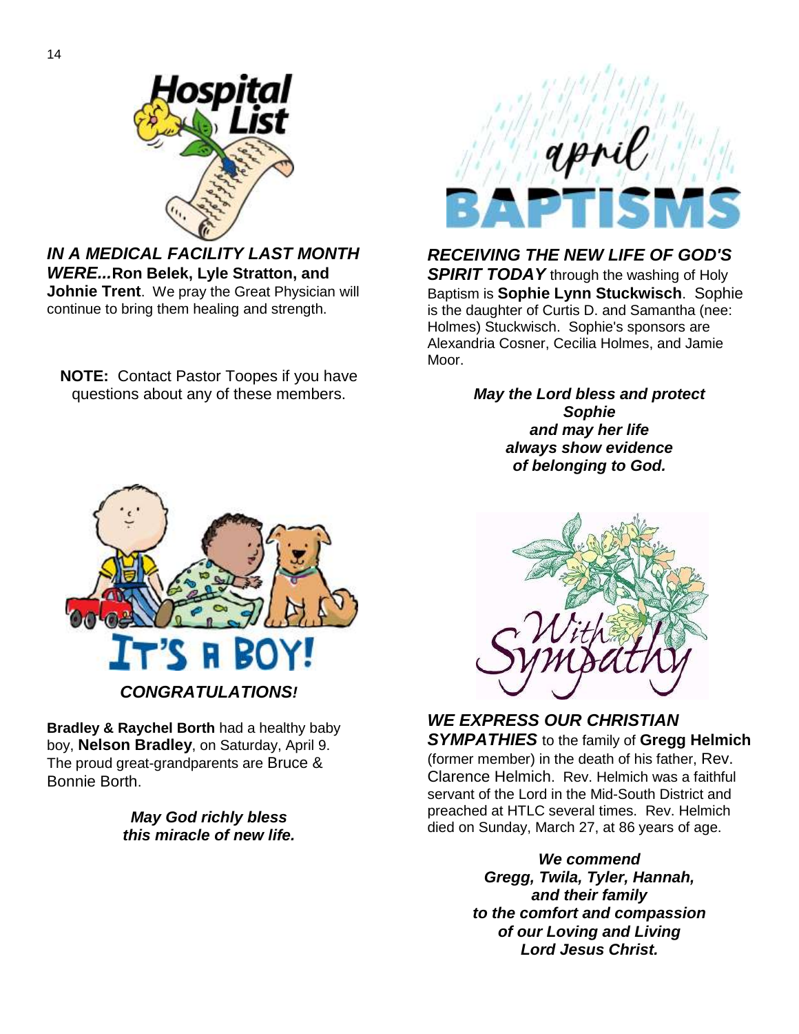**Hospital List**

***IN A MEDICAL FACILITY LAST MONTH WERE...*** **Ron Belek, Lyle Stratton, and Johnie Trent**. We pray the Great Physician will continue to bring them healing and strength.

**NOTE:** Contact Pastor Toopes if you have questions about any of these members.

**IT'S A BOY!**

***CONGRATULATIONS!***

**Bradley & Raychel Borth** had a healthy baby boy, **Nelson Bradley**, on Saturday, April 9. The proud great-grandparents are Bruce & Bonnie Borth.

***May God richly bless this miracle of new life.***

**april BAPTISMS**

***RECEIVING THE NEW LIFE OF GOD'S SPIRIT TODAY*** through the washing of Holy Baptism is **Sophie Lynn Stuckwisch**. Sophie is the daughter of Curtis D. and Samantha (nee: Holmes) Stuckwisch. Sophie's sponsors are Alexandria Cosner, Cecilia Holmes, and Jamie Moor.

***May the Lord bless and protect Sophie and may her life always show evidence of belonging to God.***

**With Sympathy**

***WE EXPRESS OUR CHRISTIAN SYMPATHIES*** to the family of **Gregg Helmich** (former member) in the death of his father, Rev. Clarence Helmich. Rev. Helmich was a faithful servant of the Lord in the Mid-South District and preached at HTLC several times. Rev. Helmich died on Sunday, March 27, at 86 years of age.

***We commend Gregg, Twila, Tyler, Hannah, and their family to the comfort and compassion of our Loving and Living Lord Jesus Christ.***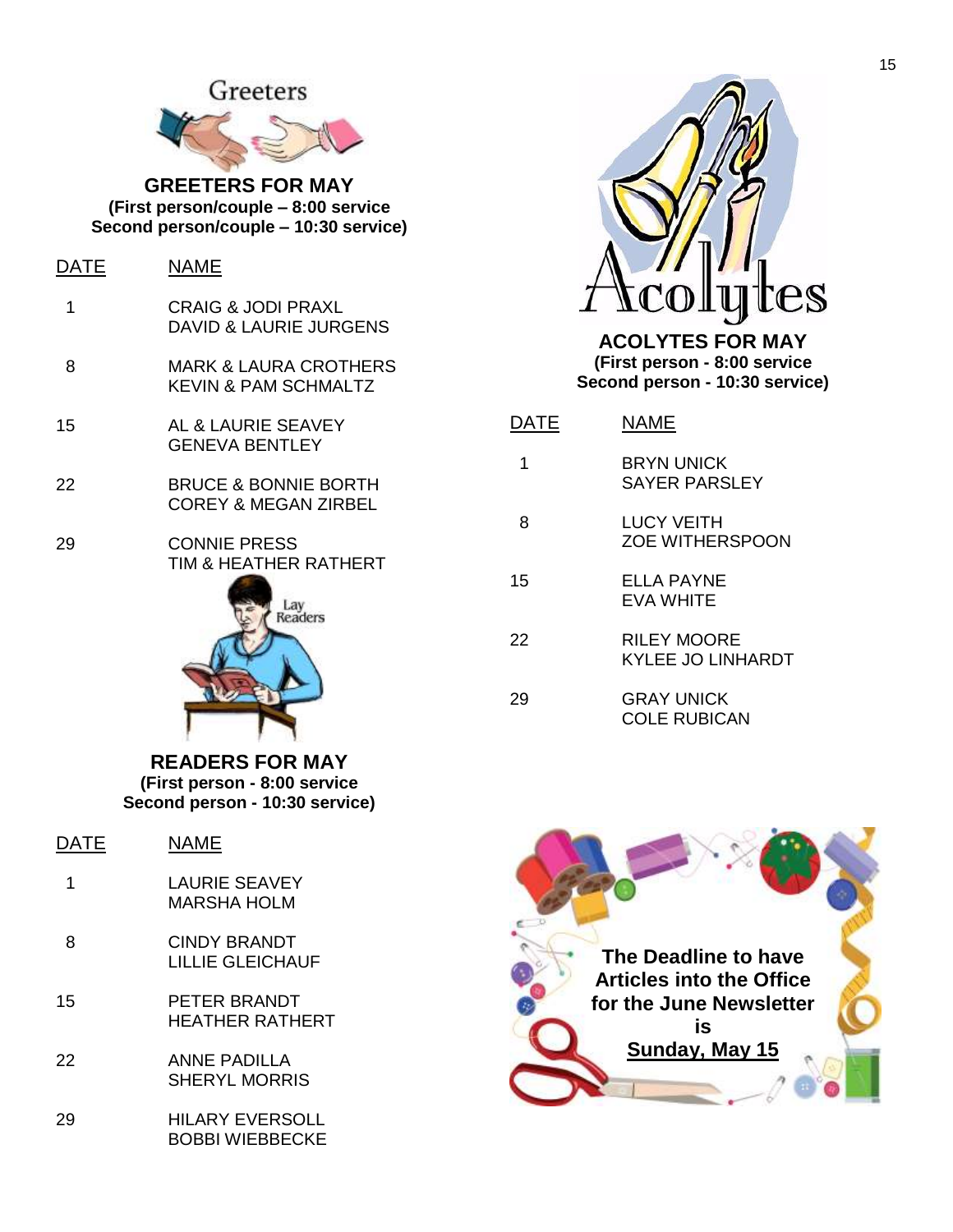## GREETERS FOR MAY

**(First person/couple – 8:00 service**
**Second person/couple – 10:30 service)**

| DATE | NAME |
|---|---|
| 1 | CRAIG & JODI PRAXL<br>DAVID & LAURIE JURGENS |
| 8 | MARK & LAURA CROTHERS<br>KEVIN & PAM SCHMALTZ |
| 15 | AL & LAURIE SEAVEY<br>GENEVA BENTLEY |
| 22 | BRUCE & BONNIE BORTH<br>COREY & MEGAN ZIRBEL |
| 29 | CONNIE PRESS<br>TIM & HEATHER RATHERT |

## READERS FOR MAY

**(First person - 8:00 service**
**Second person - 10:30 service)**

| DATE | NAME |
|---|---|
| 1 | LAURIE SEAVEY<br>MARSHA HOLM |
| 8 | CINDY BRANDT<br>LILLIE GLEICHAUF |
| 15 | PETER BRANDT<br>HEATHER RATHERT |
| 22 | ANNE PADILLA<br>SHERYL MORRIS |
| 29 | HILARY EVERSOLL<br>BOBBI WIEBBECKE |

## ACOLYTES FOR MAY

**(First person - 8:00 service**
**Second person - 10:30 service)**

| DATE | NAME |
|---|---|
| 1 | BRYN UNICK<br>SAYER PARSLEY |
| 8 | LUCY VEITH<br>ZOE WITHERSPOON |
| 15 | ELLA PAYNE<br>EVA WHITE |
| 22 | RILEY MOORE<br>KYLEE JO LINHARDT |
| 29 | GRAY UNICK<br>COLE RUBICAN |

**The Deadline to have Articles into the Office for the June Newsletter is**
**Sunday, May 15**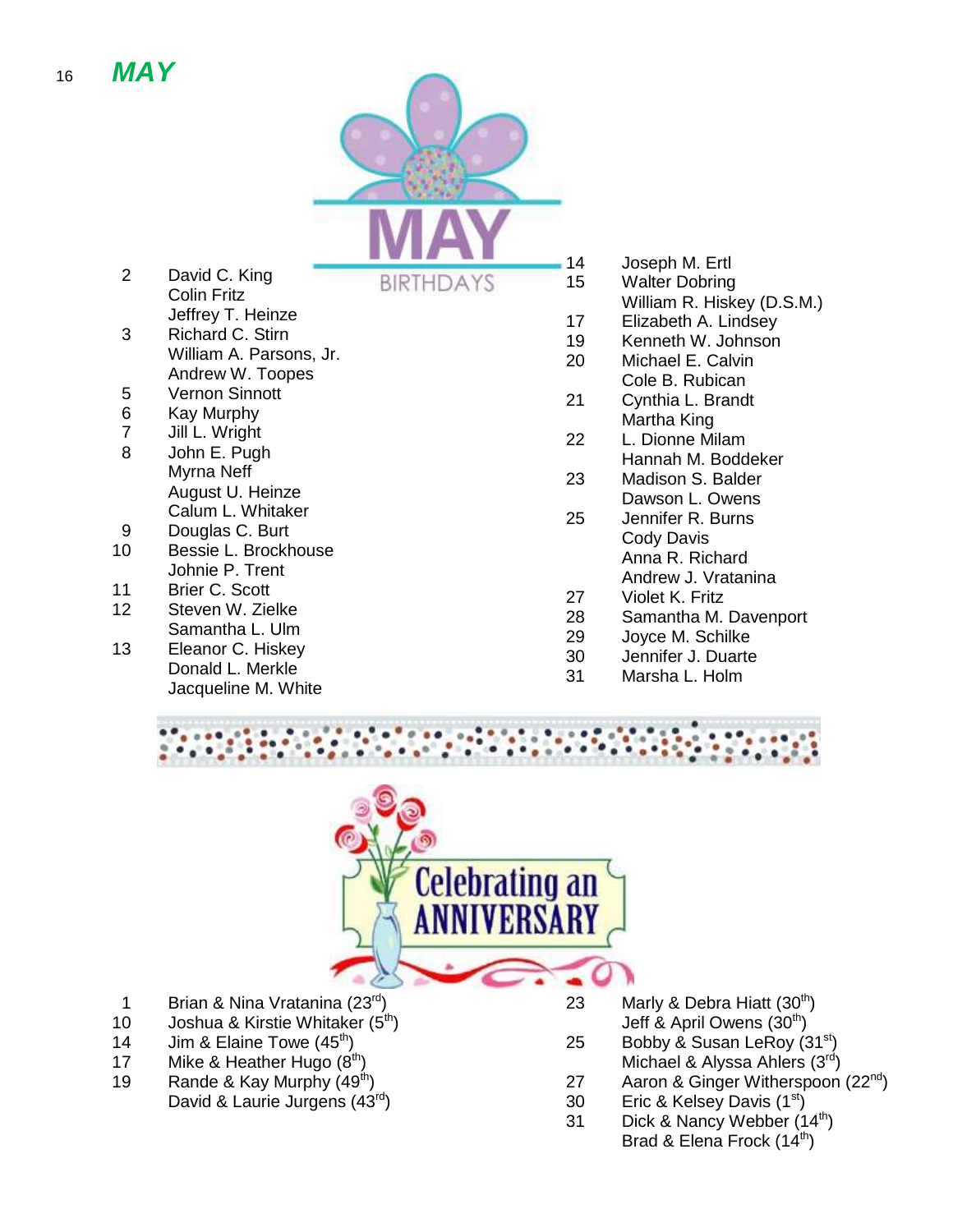# MAY

## MAY BIRTHDAYS

2 David C. King
Colin Fritz
Jeffrey T. Heinze
3 Richard C. Stirn
William A. Parsons, Jr.
Andrew W. Toopes
5 Vernon Sinnott
6 Kay Murphy
7 Jill L. Wright
8 John E. Pugh
Myrna Neff
August U. Heinze
Calum L. Whitaker
9 Douglas C. Burt
10 Bessie L. Brockhouse
Johnie P. Trent
11 Brier C. Scott
12 Steven W. Zielke
Samantha L. Ulm
13 Eleanor C. Hiskey
Donald L. Merkle
Jacqueline M. White
14 Joseph M. Ertl
15 Walter Dobring
William R. Hiskey (D.S.M.)
17 Elizabeth A. Lindsey
19 Kenneth W. Johnson
20 Michael E. Calvin
Cole B. Rubican
21 Cynthia L. Brandt
Martha King
22 L. Dionne Milam
Hannah M. Boddeker
23 Madison S. Balder
Dawson L. Owens
25 Jennifer R. Burns
Cody Davis
Anna R. Richard
Andrew J. Vratanina
27 Violet K. Fritz
28 Samantha M. Davenport
29 Joyce M. Schilke
30 Jennifer J. Duarte
31 Marsha L. Holm

## Celebrating an ANNIVERSARY

1 Brian & Nina Vratanina (23rd)
10 Joshua & Kirstie Whitaker (5th)
14 Jim & Elaine Towe (45th)
17 Mike & Heather Hugo (8th)
19 Rande & Kay Murphy (49th)
David & Laurie Jurgens (43rd)
23 Marly & Debra Hiatt (30th)
Jeff & April Owens (30th)
25 Bobby & Susan LeRoy (31st)
Michael & Alyssa Ahlers (3rd)
27 Aaron & Ginger Witherspoon (22nd)
30 Eric & Kelsey Davis (1st)
31 Dick & Nancy Webber (14th)
Brad & Elena Frock (14th)